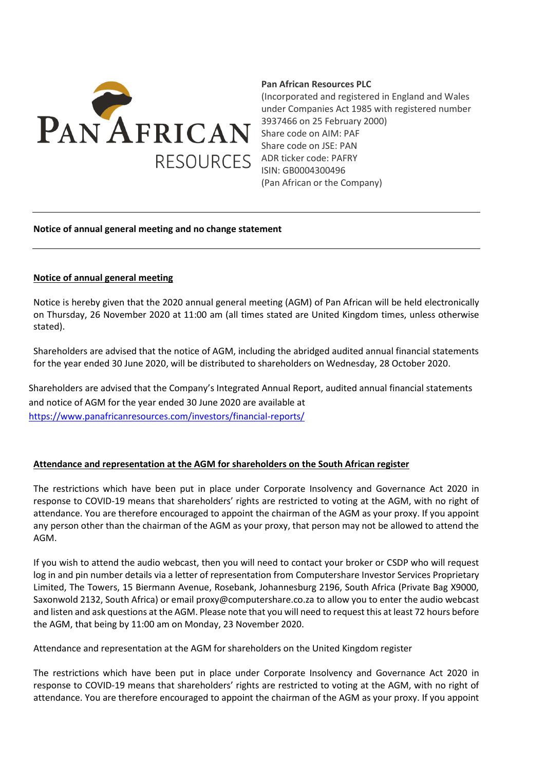**Pan African Resources PLC**
(Incorporated and registered in England and Wales under Companies Act 1985 with registered number 3937466 on 25 February 2000)
Share code on AIM: PAF
Share code on JSE: PAN
ADR ticker code: PAFRY
ISIN: GB0004300496
(Pan African or the Company)

---

**Notice of annual general meeting and no change statement**

---

**Notice of annual general meeting**

Notice is hereby given that the 2020 annual general meeting (AGM) of Pan African will be held electronically on Thursday, 26 November 2020 at 11:00 am (all times stated are United Kingdom times, unless otherwise stated).

Shareholders are advised that the notice of AGM, including the abridged audited annual financial statements for the year ended 30 June 2020, will be distributed to shareholders on Wednesday, 28 October 2020.

Shareholders are advised that the Company's Integrated Annual Report, audited annual financial statements and notice of AGM for the year ended 30 June 2020 are available at [https://www.panafricanresources.com/investors/financial-reports/](https://www.panafricanresources.com/investors/financial-reports/)

**Attendance and representation at the AGM for shareholders on the South African register**

The restrictions which have been put in place under Corporate Insolvency and Governance Act 2020 in response to COVID-19 means that shareholders' rights are restricted to voting at the AGM, with no right of attendance. You are therefore encouraged to appoint the chairman of the AGM as your proxy. If you appoint any person other than the chairman of the AGM as your proxy, that person may not be allowed to attend the AGM.

If you wish to attend the audio webcast, then you will need to contact your broker or CSDP who will request log in and pin number details via a letter of representation from Computershare Investor Services Proprietary Limited, The Towers, 15 Biermann Avenue, Rosebank, Johannesburg 2196, South Africa (Private Bag X9000, Saxonwold 2132, South Africa) or email proxy@computershare.co.za to allow you to enter the audio webcast and listen and ask questions at the AGM. Please note that you will need to request this at least 72 hours before the AGM, that being by 11:00 am on Monday, 23 November 2020.

Attendance and representation at the AGM for shareholders on the United Kingdom register

The restrictions which have been put in place under Corporate Insolvency and Governance Act 2020 in response to COVID-19 means that shareholders' rights are restricted to voting at the AGM, with no right of attendance. You are therefore encouraged to appoint the chairman of the AGM as your proxy. If you appoint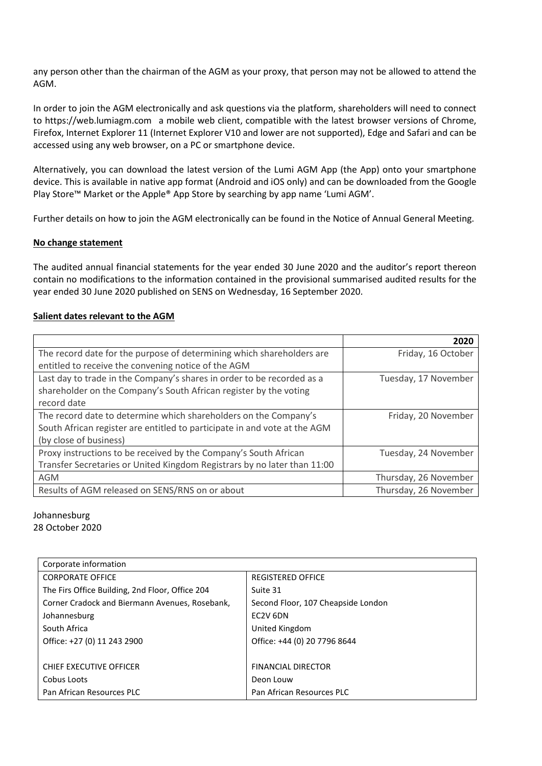any person other than the chairman of the AGM as your proxy, that person may not be allowed to attend the AGM.

In order to join the AGM electronically and ask questions via the platform, shareholders will need to connect to https://web.lumiagm.com a mobile web client, compatible with the latest browser versions of Chrome, Firefox, Internet Explorer 11 (Internet Explorer V10 and lower are not supported), Edge and Safari and can be accessed using any web browser, on a PC or smartphone device.

Alternatively, you can download the latest version of the Lumi AGM App (the App) onto your smartphone device. This is available in native app format (Android and iOS only) and can be downloaded from the Google Play Store™ Market or the Apple® App Store by searching by app name 'Lumi AGM'.

Further details on how to join the AGM electronically can be found in the Notice of Annual General Meeting.

**No change statement**

The audited annual financial statements for the year ended 30 June 2020 and the auditor's report thereon contain no modifications to the information contained in the provisional summarised audited results for the year ended 30 June 2020 published on SENS on Wednesday, 16 September 2020.

**Salient dates relevant to the AGM**

| | **2020** |
|---|---:|
| The record date for the purpose of determining which shareholders are entitled to receive the convening notice of the AGM | Friday, 16 October |
| Last day to trade in the Company's shares in order to be recorded as a shareholder on the Company's South African register by the voting record date | Tuesday, 17 November |
| The record date to determine which shareholders on the Company's South African register are entitled to participate in and vote at the AGM (by close of business) | Friday, 20 November |
| Proxy instructions to be received by the Company's South African Transfer Secretaries or United Kingdom Registrars by no later than 11:00 | Tuesday, 24 November |
| AGM | Thursday, 26 November |
| Results of AGM released on SENS/RNS on or about | Thursday, 26 November |

Johannesburg
28 October 2020

| Corporate information | |
|---|---|
| CORPORATE OFFICE | REGISTERED OFFICE |
| The Firs Office Building, 2nd Floor, Office 204 | Suite 31 |
| Corner Cradock and Biermann Avenues, Rosebank, | Second Floor, 107 Cheapside London |
| Johannesburg | EC2V 6DN |
| South Africa | United Kingdom |
| Office: +27 (0) 11 243 2900 | Office: +44 (0) 20 7796 8644 |
| | |
| CHIEF EXECUTIVE OFFICER | FINANCIAL DIRECTOR |
| Cobus Loots | Deon Louw |
| Pan African Resources PLC | Pan African Resources PLC |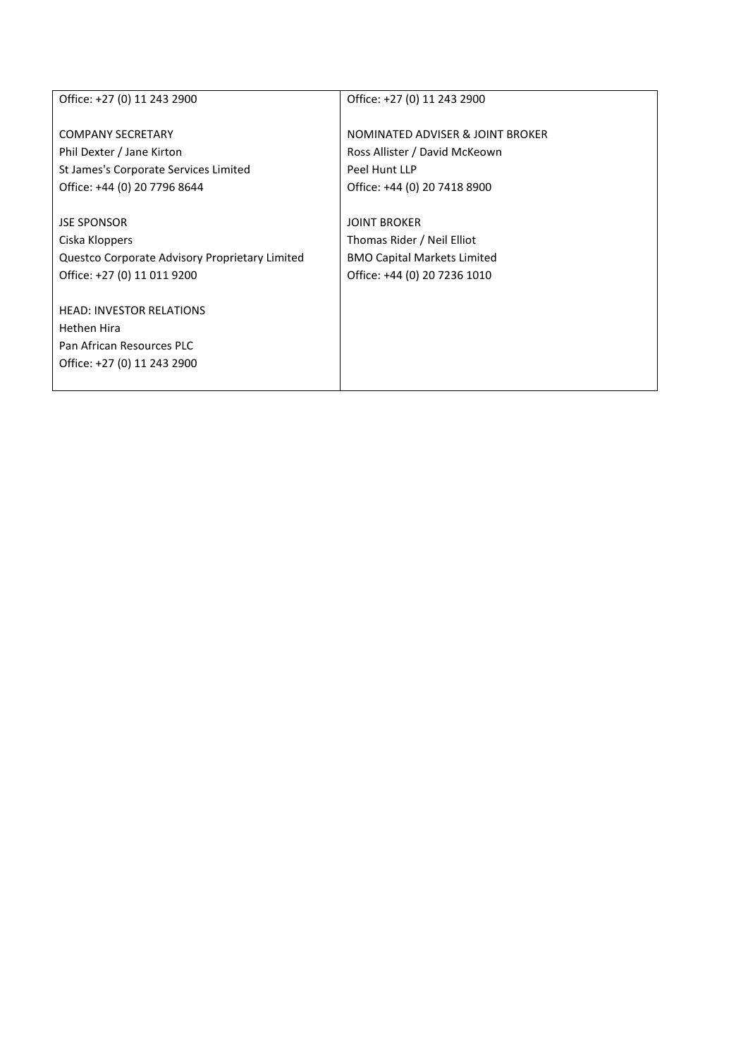| | |
|---|---|
| Office: +27 (0) 11 243 2900<br><br>COMPANY SECRETARY<br>Phil Dexter / Jane Kirton<br>St James's Corporate Services Limited<br>Office: +44 (0) 20 7796 8644<br><br>JSE SPONSOR<br>Ciska Kloppers<br>Questco Corporate Advisory Proprietary Limited<br>Office: +27 (0) 11 011 9200<br><br>HEAD: INVESTOR RELATIONS<br>Hethen Hira<br>Pan African Resources PLC<br>Office: +27 (0) 11 243 2900 | Office: +27 (0) 11 243 2900<br><br>NOMINATED ADVISER & JOINT BROKER<br>Ross Allister / David McKeown<br>Peel Hunt LLP<br>Office: +44 (0) 20 7418 8900<br><br>JOINT BROKER<br>Thomas Rider / Neil Elliot<br>BMO Capital Markets Limited<br>Office: +44 (0) 20 7236 1010 |